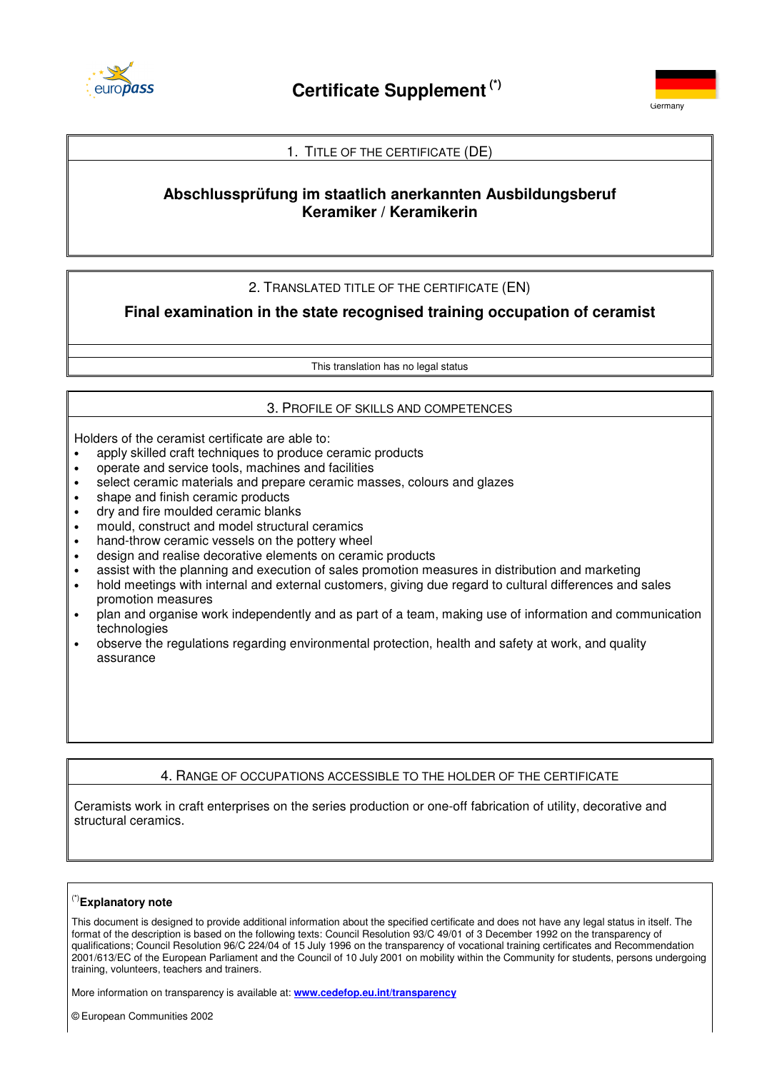# Certificate Supplement (*)

Germany

## 1. Title of the certificate (DE)

**Abschlussprüfung im staatlich anerkannten Ausbildungsberuf Keramiker / Keramikerin**

## 2. Translated title of the certificate (EN)

**Final examination in the state recognised training occupation of ceramist**

This translation has no legal status

## 3. Profile of skills and competences

Holders of the ceramist certificate are able to:

- apply skilled craft techniques to produce ceramic products
- operate and service tools, machines and facilities
- select ceramic materials and prepare ceramic masses, colours and glazes
- shape and finish ceramic products
- dry and fire moulded ceramic blanks
- mould, construct and model structural ceramics
- hand-throw ceramic vessels on the pottery wheel
- design and realise decorative elements on ceramic products
- assist with the planning and execution of sales promotion measures in distribution and marketing
- hold meetings with internal and external customers, giving due regard to cultural differences and sales promotion measures
- plan and organise work independently and as part of a team, making use of information and communication technologies
- observe the regulations regarding environmental protection, health and safety at work, and quality assurance

## 4. Range of occupations accessible to the holder of the certificate

Ceramists work in craft enterprises on the series production or one-off fabrication of utility, decorative and structural ceramics.

---

(*) **Explanatory note**

This document is designed to provide additional information about the specified certificate and does not have any legal status in itself. The format of the description is based on the following texts: Council Resolution 93/C 49/01 of 3 December 1992 on the transparency of qualifications; Council Resolution 96/C 224/04 of 15 July 1996 on the transparency of vocational training certificates and Recommendation 2001/613/EC of the European Parliament and the Council of 10 July 2001 on mobility within the Community for students, persons undergoing training, volunteers, teachers and trainers.

More information on transparency is available at: **www.cedefop.eu.int/transparency**

© European Communities 2002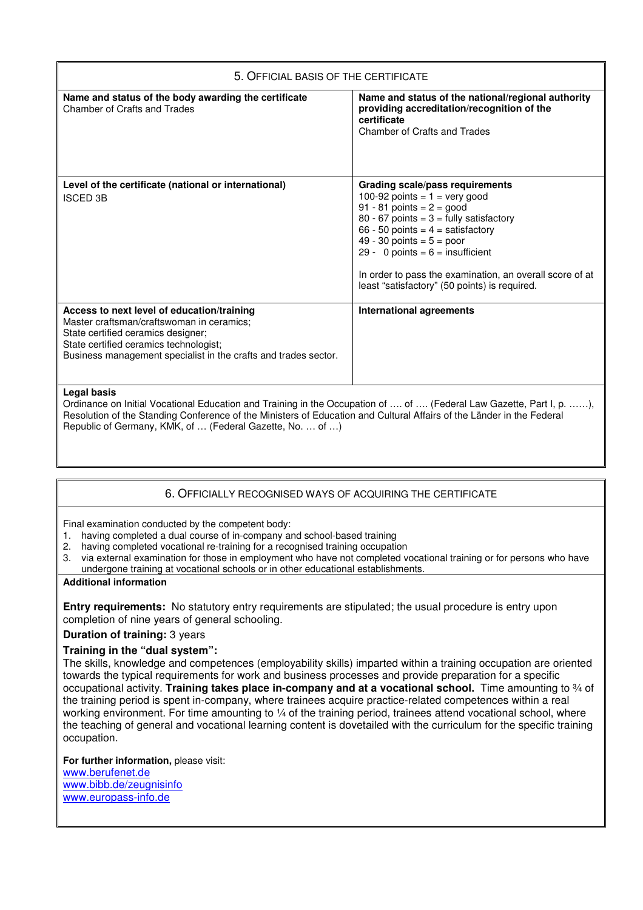## 5. Official basis of the certificate

| | |
|---|---|
| **Name and status of the body awarding the certificate**<br>Chamber of Crafts and Trades | **Name and status of the national/regional authority providing accreditation/recognition of the certificate**<br>Chamber of Crafts and Trades |
| **Level of the certificate (national or international)**<br>ISCED 3B | **Grading scale/pass requirements**<br>100-92 points = 1 = very good<br>91 - 81 points = 2 = good<br>80 - 67 points = 3 = fully satisfactory<br>66 - 50 points = 4 = satisfactory<br>49 - 30 points = 5 = poor<br>29 - 0 points = 6 = insufficient<br><br>In order to pass the examination, an overall score of at least "satisfactory" (50 points) is required. |
| **Access to next level of education/training**<br>Master craftsman/craftswoman in ceramics;<br>State certified ceramics designer;<br>State certified ceramics technologist;<br>Business management specialist in the crafts and trades sector. | **International agreements** |

**Legal basis**
Ordinance on Initial Vocational Education and Training in the Occupation of …. of …. (Federal Law Gazette, Part I, p. ……), Resolution of the Standing Conference of the Ministers of Education and Cultural Affairs of the Länder in the Federal Republic of Germany, KMK, of … (Federal Gazette, No. … of …)

## 6. Officially recognised ways of acquiring the certificate

Final examination conducted by the competent body:

1. having completed a dual course of in-company and school-based training
2. having completed vocational re-training for a recognised training occupation
3. via external examination for those in employment who have not completed vocational training or for persons who have undergone training at vocational schools or in other educational establishments.

**Additional information**

**Entry requirements:** No statutory entry requirements are stipulated; the usual procedure is entry upon completion of nine years of general schooling.

**Duration of training:** 3 years

**Training in the "dual system":**
The skills, knowledge and competences (employability skills) imparted within a training occupation are oriented towards the typical requirements for work and business processes and provide preparation for a specific occupational activity. **Training takes place in-company and at a vocational school.** Time amounting to ¾ of the training period is spent in-company, where trainees acquire practice-related competences within a real working environment. For time amounting to ¼ of the training period, trainees attend vocational school, where the teaching of general and vocational learning content is dovetailed with the curriculum for the specific training occupation.

**For further information,** please visit:
www.berufenet.de
www.bibb.de/zeugnisinfo
www.europass-info.de